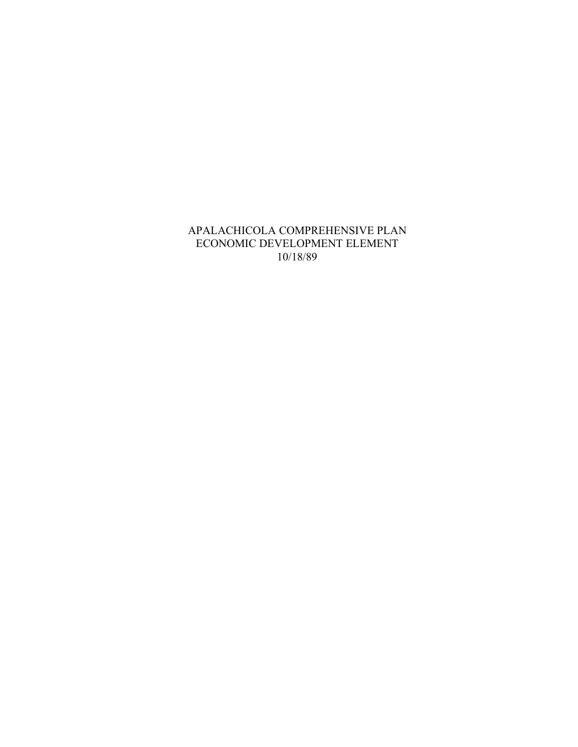# APALACHICOLA COMPREHENSIVE PLAN
# ECONOMIC DEVELOPMENT ELEMENT
10/18/89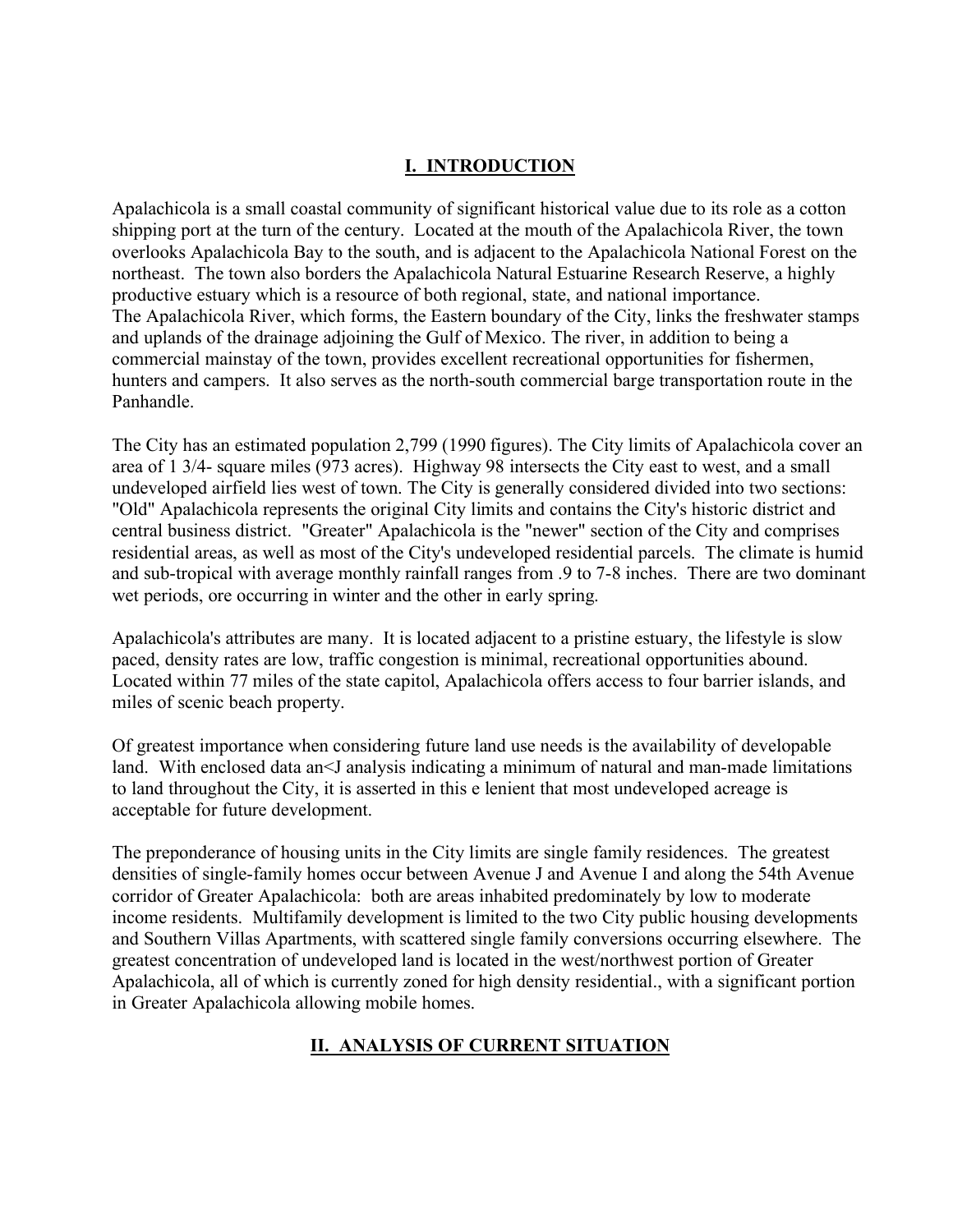## I. INTRODUCTION

Apalachicola is a small coastal community of significant historical value due to its role as a cotton shipping port at the turn of the century. Located at the mouth of the Apalachicola River, the town overlooks Apalachicola Bay to the south, and is adjacent to the Apalachicola National Forest on the northeast. The town also borders the Apalachicola Natural Estuarine Research Reserve, a highly productive estuary which is a resource of both regional, state, and national importance.
The Apalachicola River, which forms, the Eastern boundary of the City, links the freshwater stamps and uplands of the drainage adjoining the Gulf of Mexico. The river, in addition to being a commercial mainstay of the town, provides excellent recreational opportunities for fishermen, hunters and campers. It also serves as the north-south commercial barge transportation route in the Panhandle.

The City has an estimated population 2,799 (1990 figures). The City limits of Apalachicola cover an area of 1 3/4- square miles (973 acres). Highway 98 intersects the City east to west, and a small undeveloped airfield lies west of town. The City is generally considered divided into two sections: "Old" Apalachicola represents the original City limits and contains the City's historic district and central business district. "Greater" Apalachicola is the "newer" section of the City and comprises residential areas, as well as most of the City's undeveloped residential parcels. The climate is humid and sub-tropical with average monthly rainfall ranges from .9 to 7-8 inches. There are two dominant wet periods, ore occurring in winter and the other in early spring.

Apalachicola's attributes are many. It is located adjacent to a pristine estuary, the lifestyle is slow paced, density rates are low, traffic congestion is minimal, recreational opportunities abound. Located within 77 miles of the state capitol, Apalachicola offers access to four barrier islands, and miles of scenic beach property.

Of greatest importance when considering future land use needs is the availability of developable land. With enclosed data an<J analysis indicating a minimum of natural and man-made limitations to land throughout the City, it is asserted in this e lenient that most undeveloped acreage is acceptable for future development.

The preponderance of housing units in the City limits are single family residences. The greatest densities of single-family homes occur between Avenue J and Avenue I and along the 54th Avenue corridor of Greater Apalachicola: both are areas inhabited predominately by low to moderate income residents. Multifamily development is limited to the two City public housing developments and Southern Villas Apartments, with scattered single family conversions occurring elsewhere. The greatest concentration of undeveloped land is located in the west/northwest portion of Greater Apalachicola, all of which is currently zoned for high density residential., with a significant portion in Greater Apalachicola allowing mobile homes.

## II. ANALYSIS OF CURRENT SITUATION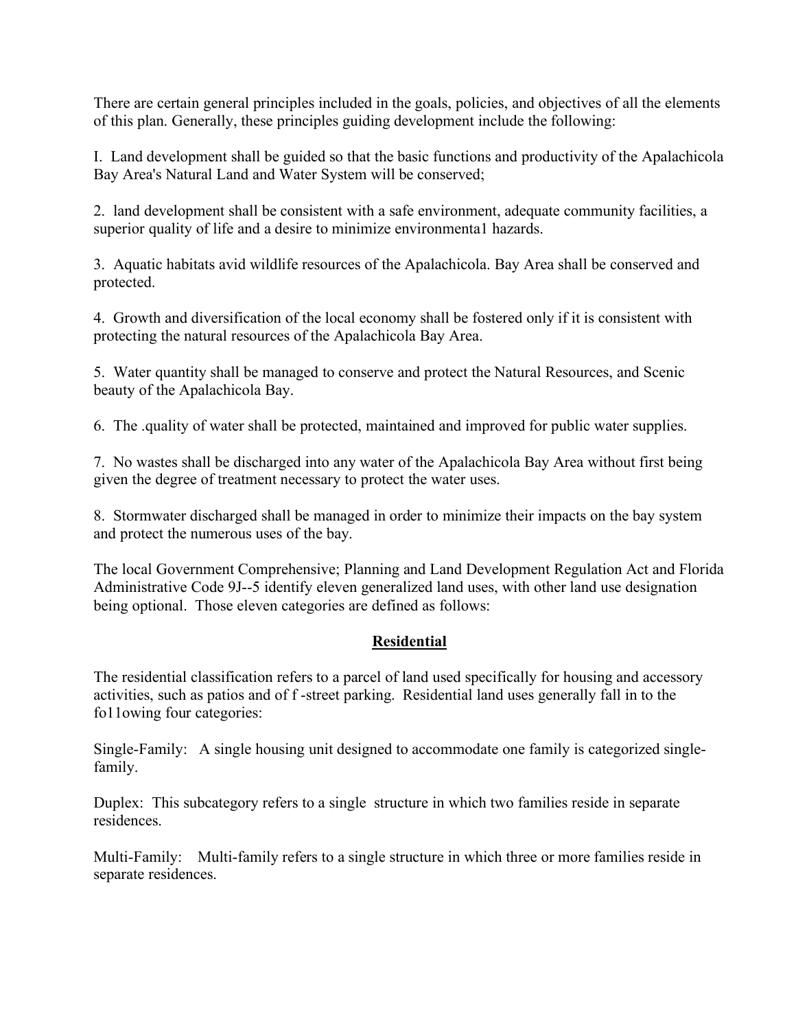There are certain general principles included in the goals, policies, and objectives of all the elements of this plan. Generally, these principles guiding development include the following:

I. Land development shall be guided so that the basic functions and productivity of the Apalachicola Bay Area's Natural Land and Water System will be conserved;

2. land development shall be consistent with a safe environment, adequate community facilities, a superior quality of life and a desire to minimize environmenta1 hazards.

3. Aquatic habitats avid wildlife resources of the Apalachicola. Bay Area shall be conserved and protected.

4. Growth and diversification of the local economy shall be fostered only if it is consistent with protecting the natural resources of the Apalachicola Bay Area.

5. Water quantity shall be managed to conserve and protect the Natural Resources, and Scenic beauty of the Apalachicola Bay.

6. The .quality of water shall be protected, maintained and improved for public water supplies.

7. No wastes shall be discharged into any water of the Apalachicola Bay Area without first being given the degree of treatment necessary to protect the water uses.

8. Stormwater discharged shall be managed in order to minimize their impacts on the bay system and protect the numerous uses of the bay.

The local Government Comprehensive; Planning and Land Development Regulation Act and Florida Administrative Code 9J--5 identify eleven generalized land uses, with other land use designation being optional. Those eleven categories are defined as follows:

## Residential

The residential classification refers to a parcel of land used specifically for housing and accessory activities, such as patios and of f -street parking. Residential land uses generally fall in to the fo11owing four categories:

Single-Family: A single housing unit designed to accommodate one family is categorized single-family.

Duplex: This subcategory refers to a single structure in which two families reside in separate residences.

Multi-Family: Multi-family refers to a single structure in which three or more families reside in separate residences.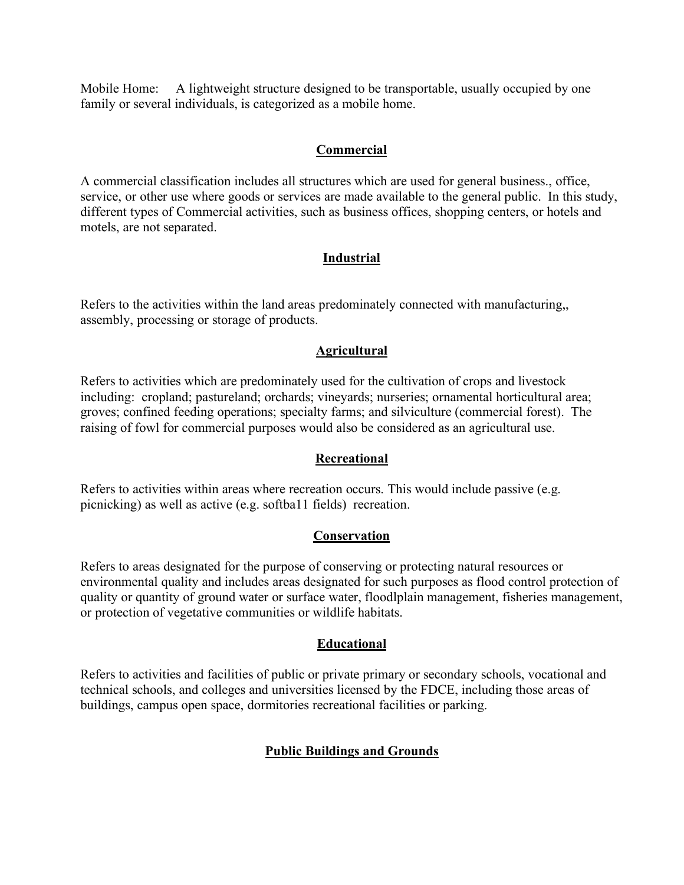Mobile Home: A lightweight structure designed to be transportable, usually occupied by one family or several individuals, is categorized as a mobile home.

## Commercial

A commercial classification includes all structures which are used for general business., office, service, or other use where goods or services are made available to the general public. In this study, different types of Commercial activities, such as business offices, shopping centers, or hotels and motels, are not separated.

## Industrial

Refers to the activities within the land areas predominately connected with manufacturing,, assembly, processing or storage of products.

## Agricultural

Refers to activities which are predominately used for the cultivation of crops and livestock including: cropland; pastureland; orchards; vineyards; nurseries; ornamental horticultural area; groves; confined feeding operations; specialty farms; and silviculture (commercial forest). The raising of fowl for commercial purposes would also be considered as an agricultural use.

## Recreational

Refers to activities within areas where recreation occurs. This would include passive (e.g. picnicking) as well as active (e.g. softba11 fields) recreation.

## Conservation

Refers to areas designated for the purpose of conserving or protecting natural resources or environmental quality and includes areas designated for such purposes as flood control protection of quality or quantity of ground water or surface water, floodlplain management, fisheries management, or protection of vegetative communities or wildlife habitats.

## Educational

Refers to activities and facilities of public or private primary or secondary schools, vocational and technical schools, and colleges and universities licensed by the FDCE, including those areas of buildings, campus open space, dormitories recreational facilities or parking.

## Public Buildings and Grounds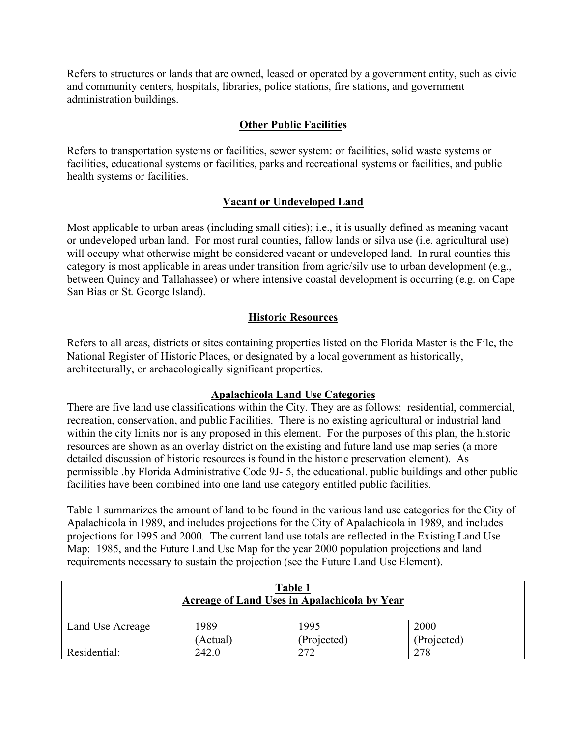Refers to structures or lands that are owned, leased or operated by a government entity, such as civic and community centers, hospitals, libraries, police stations, fire stations, and government administration buildings.

**Other Public Facilities**

Refers to transportation systems or facilities, sewer system: or facilities, solid waste systems or facilities, educational systems or facilities, parks and recreational systems or facilities, and public health systems or facilities.

**Vacant or Undeveloped Land**

Most applicable to urban areas (including small cities); i.e., it is usually defined as meaning vacant or undeveloped urban land. For most rural counties, fallow lands or silva use (i.e. agricultural use) will occupy what otherwise might be considered vacant or undeveloped land. In rural counties this category is most applicable in areas under transition from agric/silv use to urban development (e.g., between Quincy and Tallahassee) or where intensive coastal development is occurring (e.g. on Cape San Bias or St. George Island).

**Historic Resources**

Refers to all areas, districts or sites containing properties listed on the Florida Master is the File, the National Register of Historic Places, or designated by a local government as historically, architecturally, or archaeologically significant properties.

**Apalachicola Land Use Categories**

There are five land use classifications within the City. They are as follows: residential, commercial, recreation, conservation, and public Facilities. There is no existing agricultural or industrial land within the city limits nor is any proposed in this element. For the purposes of this plan, the historic resources are shown as an overlay district on the existing and future land use map series (a more detailed discussion of historic resources is found in the historic preservation element). As permissible .by Florida Administrative Code 9J- 5, the educational. public buildings and other public facilities have been combined into one land use category entitled public facilities.

Table 1 summarizes the amount of land to be found in the various land use categories for the City of Apalachicola in 1989, and includes projections for the City of Apalachicola in 1989, and includes projections for 1995 and 2000. The current land use totals are reflected in the Existing Land Use Map: 1985, and the Future Land Use Map for the year 2000 population projections and land requirements necessary to sustain the projection (see the Future Land Use Element).

**Table 1**
**Acreage of Land Uses in Apalachicola by Year**

| Land Use Acreage | 1989 (Actual) | 1995 (Projected) | 2000 (Projected) |
|---|---|---|---|
| Residential: | 242.0 | 272 | 278 |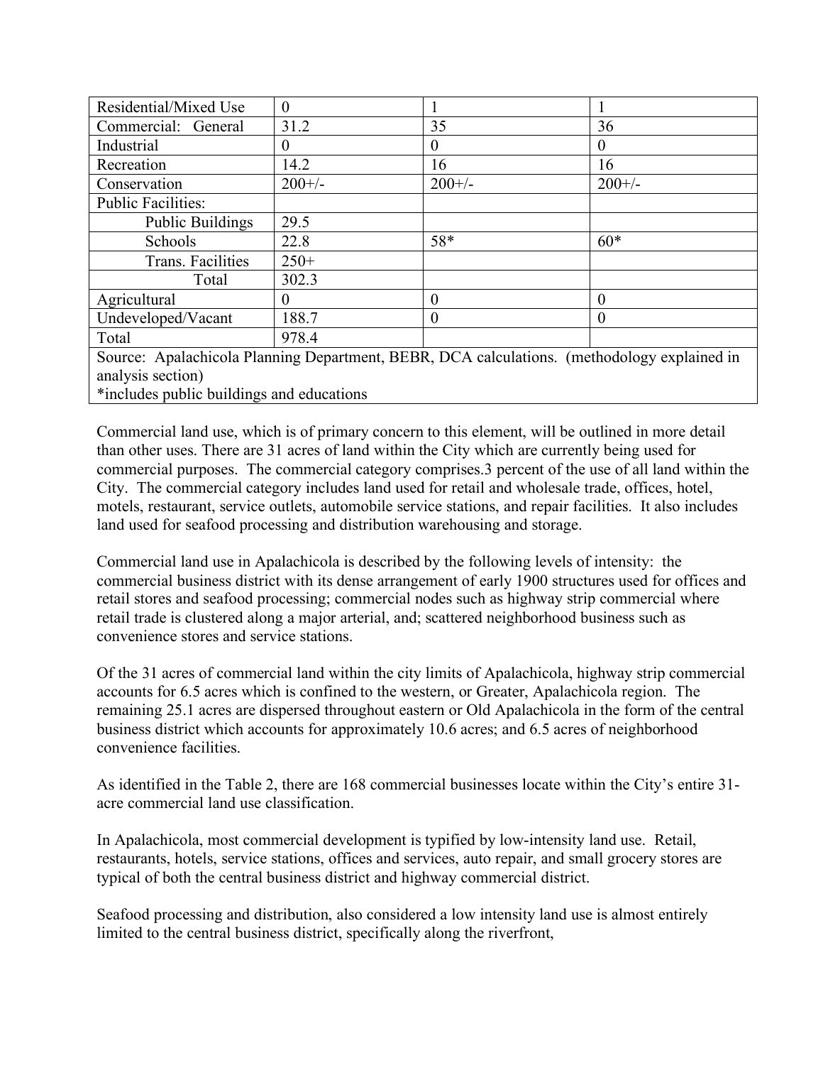| Residential/Mixed Use | 0 | 1 | 1 |
|---|---|---|---|
| Commercial: General | 31.2 | 35 | 36 |
| Industrial | 0 | 0 | 0 |
| Recreation | 14.2 | 16 | 16 |
| Conservation | 200+/- | 200+/- | 200+/- |
| Public Facilities: | | | |
| Public Buildings | 29.5 | | |
| Schools | 22.8 | 58* | 60* |
| Trans. Facilities | 250+ | | |
| Total | 302.3 | | |
| Agricultural | 0 | 0 | 0 |
| Undeveloped/Vacant | 188.7 | 0 | 0 |
| Total | 978.4 | | |
| Source: Apalachicola Planning Department, BEBR, DCA calculations. (methodology explained in analysis section) *includes public buildings and educations | | | |

Commercial land use, which is of primary concern to this element, will be outlined in more detail than other uses. There are 31 acres of land within the City which are currently being used for commercial purposes. The commercial category comprises.3 percent of the use of all land within the City. The commercial category includes land used for retail and wholesale trade, offices, hotel, motels, restaurant, service outlets, automobile service stations, and repair facilities. It also includes land used for seafood processing and distribution warehousing and storage.

Commercial land use in Apalachicola is described by the following levels of intensity: the commercial business district with its dense arrangement of early 1900 structures used for offices and retail stores and seafood processing; commercial nodes such as highway strip commercial where retail trade is clustered along a major arterial, and; scattered neighborhood business such as convenience stores and service stations.

Of the 31 acres of commercial land within the city limits of Apalachicola, highway strip commercial accounts for 6.5 acres which is confined to the western, or Greater, Apalachicola region. The remaining 25.1 acres are dispersed throughout eastern or Old Apalachicola in the form of the central business district which accounts for approximately 10.6 acres; and 6.5 acres of neighborhood convenience facilities.

As identified in the Table 2, there are 168 commercial businesses locate within the City's entire 31-acre commercial land use classification.

In Apalachicola, most commercial development is typified by low-intensity land use. Retail, restaurants, hotels, service stations, offices and services, auto repair, and small grocery stores are typical of both the central business district and highway commercial district.

Seafood processing and distribution, also considered a low intensity land use is almost entirely limited to the central business district, specifically along the riverfront,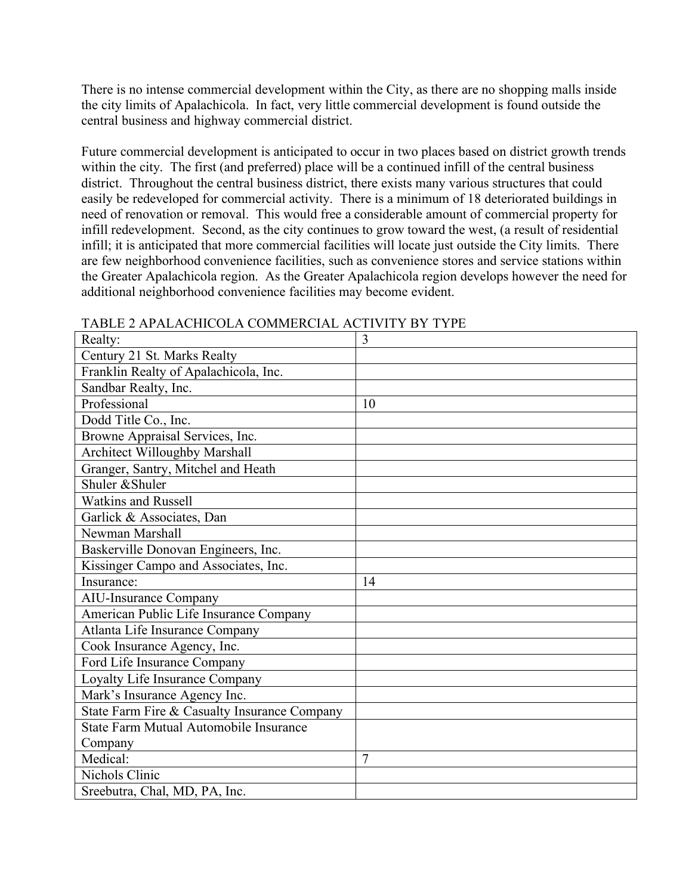There is no intense commercial development within the City, as there are no shopping malls inside the city limits of Apalachicola. In fact, very little commercial development is found outside the central business and highway commercial district.

Future commercial development is anticipated to occur in two places based on district growth trends within the city. The first (and preferred) place will be a continued infill of the central business district. Throughout the central business district, there exists many various structures that could easily be redeveloped for commercial activity. There is a minimum of 18 deteriorated buildings in need of renovation or removal. This would free a considerable amount of commercial property for infill redevelopment. Second, as the city continues to grow toward the west, (a result of residential infill; it is anticipated that more commercial facilities will locate just outside the City limits. There are few neighborhood convenience facilities, such as convenience stores and service stations within the Greater Apalachicola region. As the Greater Apalachicola region develops however the need for additional neighborhood convenience facilities may become evident.

TABLE 2 APALACHICOLA COMMERCIAL ACTIVITY BY TYPE

| Realty: | 3 |
|---|---|
| Century 21 St. Marks Realty | |
| Franklin Realty of Apalachicola, Inc. | |
| Sandbar Realty, Inc. | |
| Professional | 10 |
| Dodd Title Co., Inc. | |
| Browne Appraisal Services, Inc. | |
| Architect Willoughby Marshall | |
| Granger, Santry, Mitchel and Heath | |
| Shuler &Shuler | |
| Watkins and Russell | |
| Garlick & Associates, Dan | |
| Newman Marshall | |
| Baskerville Donovan Engineers, Inc. | |
| Kissinger Campo and Associates, Inc. | |
| Insurance: | 14 |
| AIU-Insurance Company | |
| American Public Life Insurance Company | |
| Atlanta Life Insurance Company | |
| Cook Insurance Agency, Inc. | |
| Ford Life Insurance Company | |
| Loyalty Life Insurance Company | |
| Mark's Insurance Agency Inc. | |
| State Farm Fire & Casualty Insurance Company | |
| State Farm Mutual Automobile Insurance Company | |
| Medical: | 7 |
| Nichols Clinic | |
| Sreebutra, Chal, MD, PA, Inc. | |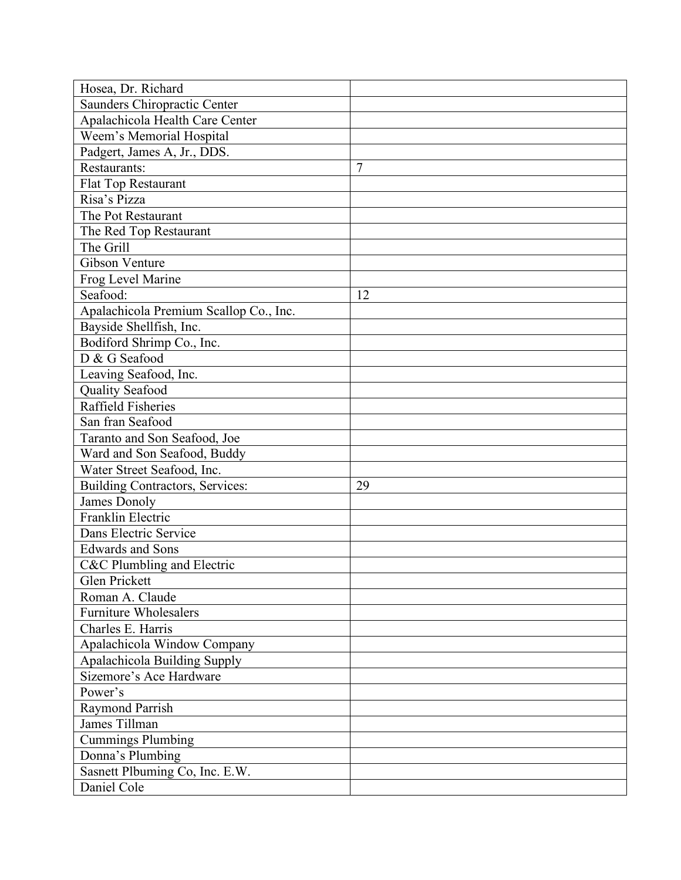| Hosea, Dr. Richard | |
|---|---|
| Saunders Chiropractic Center | |
| Apalachicola Health Care Center | |
| Weem's Memorial Hospital | |
| Padgert, James A, Jr., DDS. | |
| Restaurants: | 7 |
| Flat Top Restaurant | |
| Risa's Pizza | |
| The Pot Restaurant | |
| The Red Top Restaurant | |
| The Grill | |
| Gibson Venture | |
| Frog Level Marine | |
| Seafood: | 12 |
| Apalachicola Premium Scallop Co., Inc. | |
| Bayside Shellfish, Inc. | |
| Bodiford Shrimp Co., Inc. | |
| D & G Seafood | |
| Leaving Seafood, Inc. | |
| Quality Seafood | |
| Raffield Fisheries | |
| San fran Seafood | |
| Taranto and Son Seafood, Joe | |
| Ward and Son Seafood, Buddy | |
| Water Street Seafood, Inc. | |
| Building Contractors, Services: | 29 |
| James Donoly | |
| Franklin Electric | |
| Dans Electric Service | |
| Edwards and Sons | |
| C&C Plumbling and Electric | |
| Glen Prickett | |
| Roman A. Claude | |
| Furniture Wholesalers | |
| Charles E. Harris | |
| Apalachicola Window Company | |
| Apalachicola Building Supply | |
| Sizemore's Ace Hardware | |
| Power's | |
| Raymond Parrish | |
| James Tillman | |
| Cummings Plumbing | |
| Donna's Plumbing | |
| Sasnett Plbuming Co, Inc. E.W. | |
| Daniel Cole | |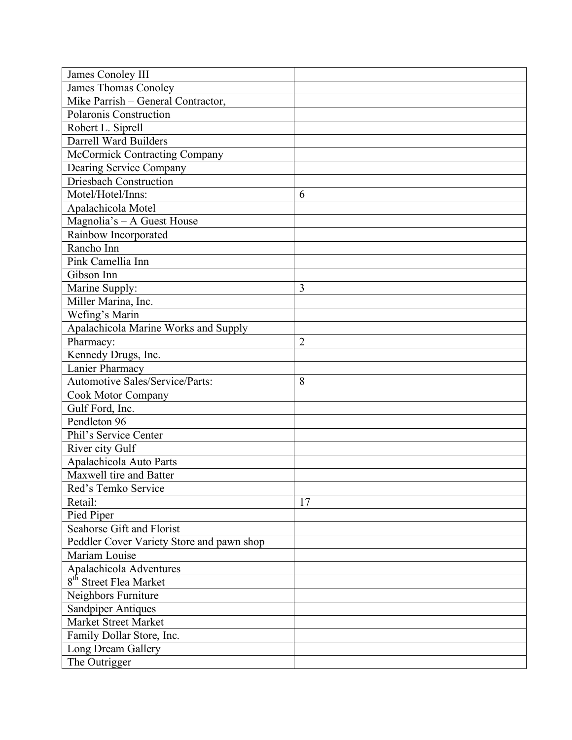| | |
|---|---|
| James Conoley III | |
| James Thomas Conoley | |
| Mike Parrish – General Contractor, | |
| Polaronis Construction | |
| Robert L. Siprell | |
| Darrell Ward Builders | |
| McCormick Contracting Company | |
| Dearing Service Company | |
| Driesbach Construction | |
| Motel/Hotel/Inns: | 6 |
| Apalachicola Motel | |
| Magnolia's – A Guest House | |
| Rainbow Incorporated | |
| Rancho Inn | |
| Pink Camellia Inn | |
| Gibson Inn | |
| Marine Supply: | 3 |
| Miller Marina, Inc. | |
| Wefing's Marin | |
| Apalachicola Marine Works and Supply | |
| Pharmacy: | 2 |
| Kennedy Drugs, Inc. | |
| Lanier Pharmacy | |
| Automotive Sales/Service/Parts: | 8 |
| Cook Motor Company | |
| Gulf Ford, Inc. | |
| Pendleton 96 | |
| Phil's Service Center | |
| River city Gulf | |
| Apalachicola Auto Parts | |
| Maxwell tire and Batter | |
| Red's Temko Service | |
| Retail: | 17 |
| Pied Piper | |
| Seahorse Gift and Florist | |
| Peddler Cover Variety Store and pawn shop | |
| Mariam Louise | |
| Apalachicola Adventures | |
| 8th Street Flea Market | |
| Neighbors Furniture | |
| Sandpiper Antiques | |
| Market Street Market | |
| Family Dollar Store, Inc. | |
| Long Dream Gallery | |
| The Outrigger | |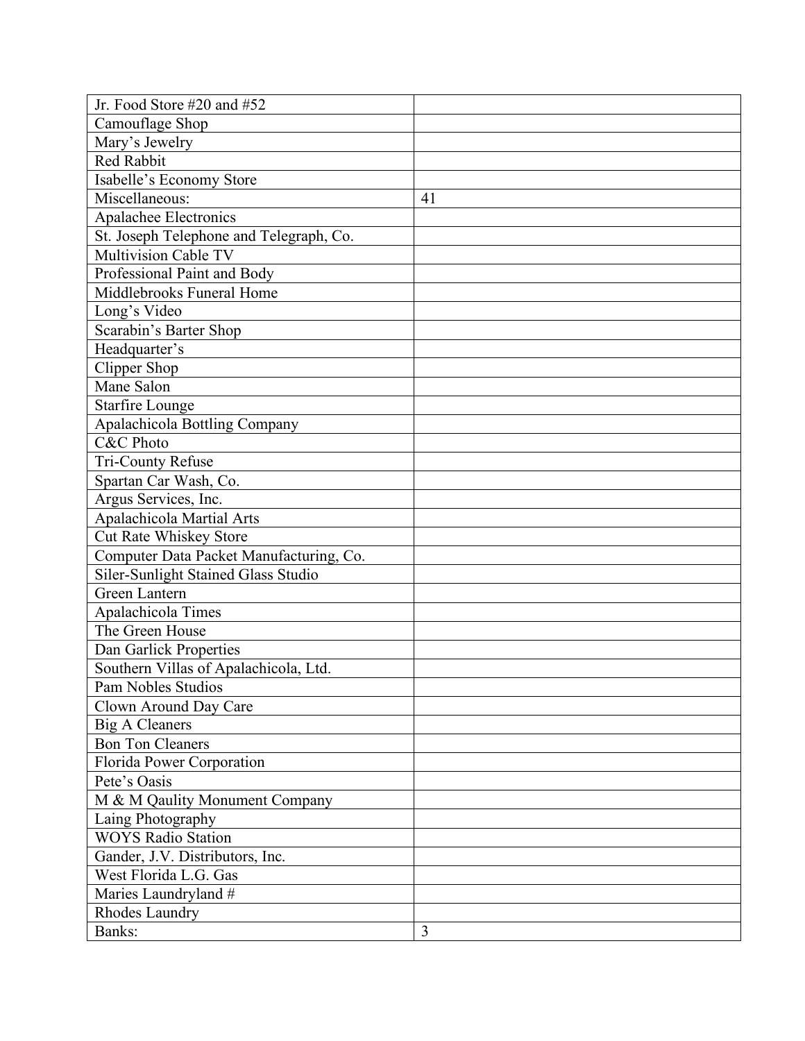| | |
|---|---|
| Jr. Food Store #20 and #52 | |
| Camouflage Shop | |
| Mary's Jewelry | |
| Red Rabbit | |
| Isabelle's Economy Store | |
| Miscellaneous: | 41 |
| Apalachee Electronics | |
| St. Joseph Telephone and Telegraph, Co. | |
| Multivision Cable TV | |
| Professional Paint and Body | |
| Middlebrooks Funeral Home | |
| Long's Video | |
| Scarabin's Barter Shop | |
| Headquarter's | |
| Clipper Shop | |
| Mane Salon | |
| Starfire Lounge | |
| Apalachicola Bottling Company | |
| C&C Photo | |
| Tri-County Refuse | |
| Spartan Car Wash, Co. | |
| Argus Services, Inc. | |
| Apalachicola Martial Arts | |
| Cut Rate Whiskey Store | |
| Computer Data Packet Manufacturing, Co. | |
| Siler-Sunlight Stained Glass Studio | |
| Green Lantern | |
| Apalachicola Times | |
| The Green House | |
| Dan Garlick Properties | |
| Southern Villas of Apalachicola, Ltd. | |
| Pam Nobles Studios | |
| Clown Around Day Care | |
| Big A Cleaners | |
| Bon Ton Cleaners | |
| Florida Power Corporation | |
| Pete's Oasis | |
| M & M Qaulity Monument Company | |
| Laing Photography | |
| WOYS Radio Station | |
| Gander, J.V. Distributors, Inc. | |
| West Florida L.G. Gas | |
| Maries Laundryland # | |
| Rhodes Laundry | |
| Banks: | 3 |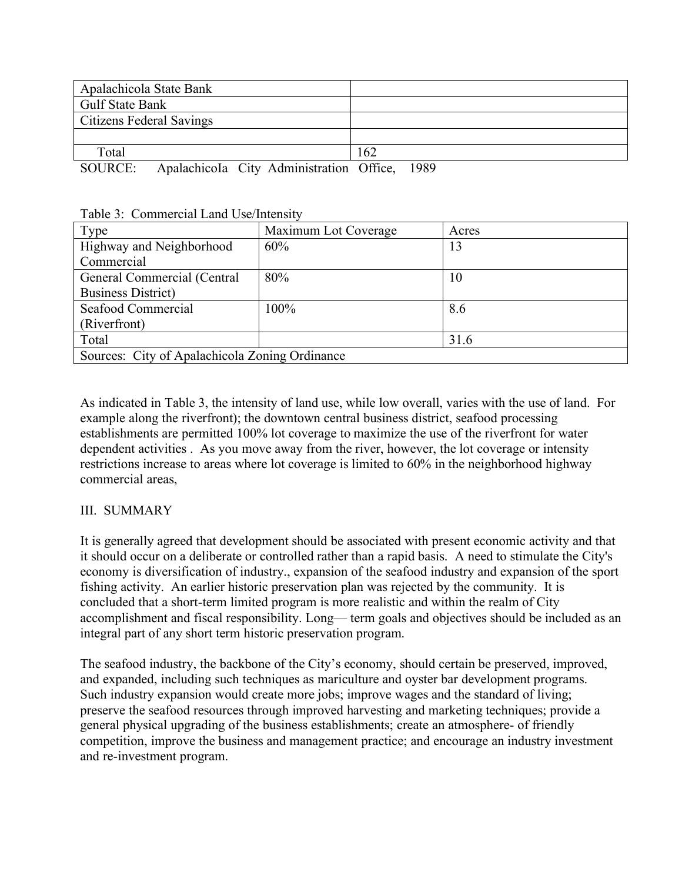| Apalachicola State Bank | |
|---|---|
| Gulf State Bank | |
| Citizens Federal Savings | |
| | |
| Total | 162 |

SOURCE: ApalachicoIa City Administration Office, 1989

Table 3: Commercial Land Use/Intensity

| Type | Maximum Lot Coverage | Acres |
|---|---|---|
| Highway and Neighborhood Commercial | 60% | 13 |
| General Commercial (Central Business District) | 80% | 10 |
| Seafood Commercial (Riverfront) | 100% | 8.6 |
| Total | | 31.6 |
| Sources: City of Apalachicola Zoning Ordinance | | |

As indicated in Table 3, the intensity of land use, while low overall, varies with the use of land. For example along the riverfront); the downtown central business district, seafood processing establishments are permitted 100% lot coverage to maximize the use of the riverfront for water dependent activities . As you move away from the river, however, the lot coverage or intensity restrictions increase to areas where lot coverage is limited to 60% in the neighborhood highway commercial areas,

## III. SUMMARY

It is generally agreed that development should be associated with present economic activity and that it should occur on a deliberate or controlled rather than a rapid basis. A need to stimulate the City's economy is diversification of industry., expansion of the seafood industry and expansion of the sport fishing activity. An earlier historic preservation plan was rejected by the community. It is concluded that a short-term limited program is more realistic and within the realm of City accomplishment and fiscal responsibility. Long— term goals and objectives should be included as an integral part of any short term historic preservation program.

The seafood industry, the backbone of the City's economy, should certain be preserved, improved, and expanded, including such techniques as mariculture and oyster bar development programs. Such industry expansion would create more jobs; improve wages and the standard of living; preserve the seafood resources through improved harvesting and marketing techniques; provide a general physical upgrading of the business establishments; create an atmosphere- of friendly competition, improve the business and management practice; and encourage an industry investment and re-investment program.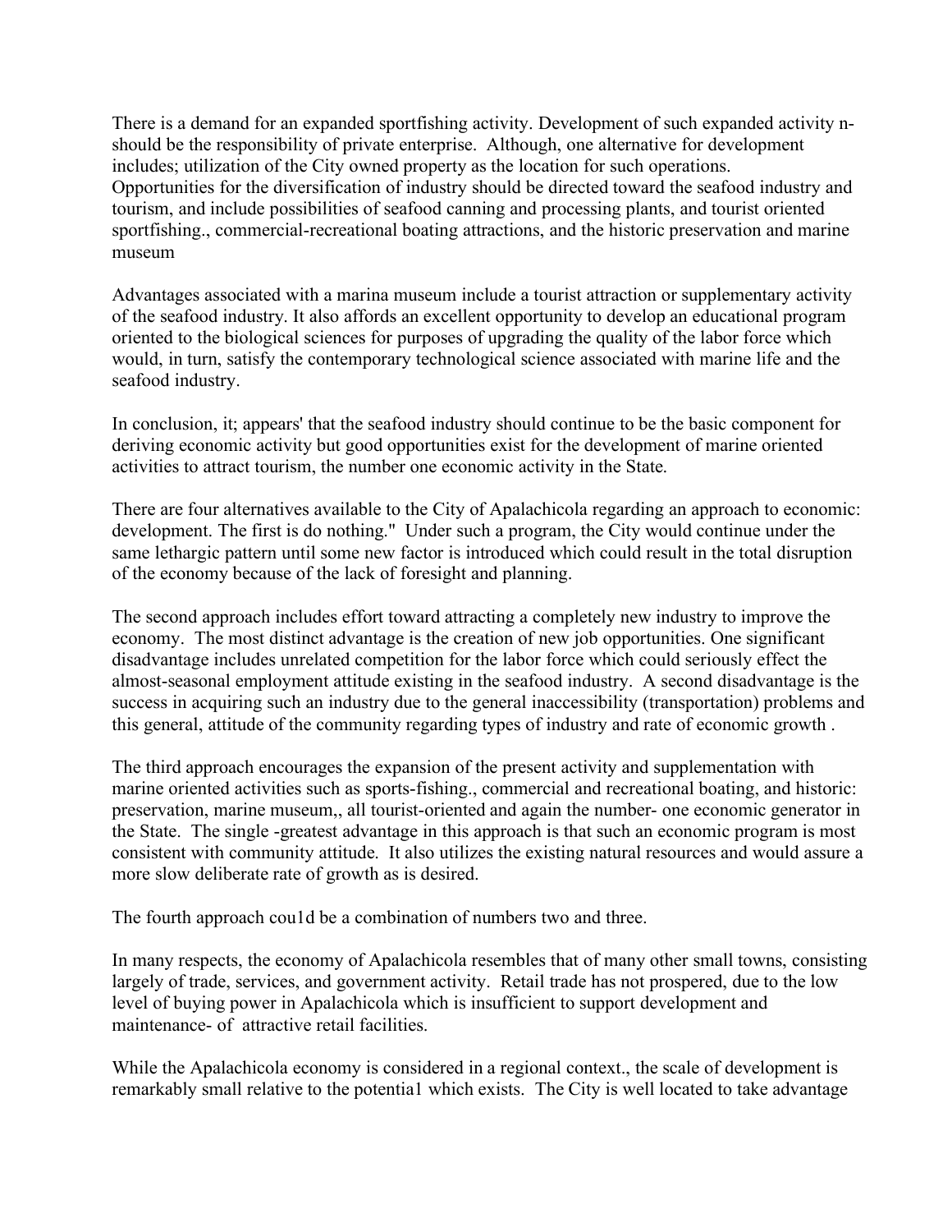There is a demand for an expanded sportfishing activity. Development of such expanded activity n-should be the responsibility of private enterprise. Although, one alternative for development includes; utilization of the City owned property as the location for such operations. Opportunities for the diversification of industry should be directed toward the seafood industry and tourism, and include possibilities of seafood canning and processing plants, and tourist oriented sportfishing., commercial-recreational boating attractions, and the historic preservation and marine museum

Advantages associated with a marina museum include a tourist attraction or supplementary activity of the seafood industry. It also affords an excellent opportunity to develop an educational program oriented to the biological sciences for purposes of upgrading the quality of the labor force which would, in turn, satisfy the contemporary technological science associated with marine life and the seafood industry.

In conclusion, it; appears' that the seafood industry should continue to be the basic component for deriving economic activity but good opportunities exist for the development of marine oriented activities to attract tourism, the number one economic activity in the State.

There are four alternatives available to the City of Apalachicola regarding an approach to economic: development. The first is do nothing." Under such a program, the City would continue under the same lethargic pattern until some new factor is introduced which could result in the total disruption of the economy because of the lack of foresight and planning.

The second approach includes effort toward attracting a completely new industry to improve the economy. The most distinct advantage is the creation of new job opportunities. One significant disadvantage includes unrelated competition for the labor force which could seriously effect the almost-seasonal employment attitude existing in the seafood industry. A second disadvantage is the success in acquiring such an industry due to the general inaccessibility (transportation) problems and this general, attitude of the community regarding types of industry and rate of economic growth .

The third approach encourages the expansion of the present activity and supplementation with marine oriented activities such as sports-fishing., commercial and recreational boating, and historic: preservation, marine museum,, all tourist-oriented and again the number- one economic generator in the State. The single -greatest advantage in this approach is that such an economic program is most consistent with community attitude. It also utilizes the existing natural resources and would assure a more slow deliberate rate of growth as is desired.

The fourth approach cou1d be a combination of numbers two and three.

In many respects, the economy of Apalachicola resembles that of many other small towns, consisting largely of trade, services, and government activity. Retail trade has not prospered, due to the low level of buying power in Apalachicola which is insufficient to support development and maintenance- of attractive retail facilities.

While the Apalachicola economy is considered in a regional context., the scale of development is remarkably small relative to the potentia1 which exists. The City is well located to take advantage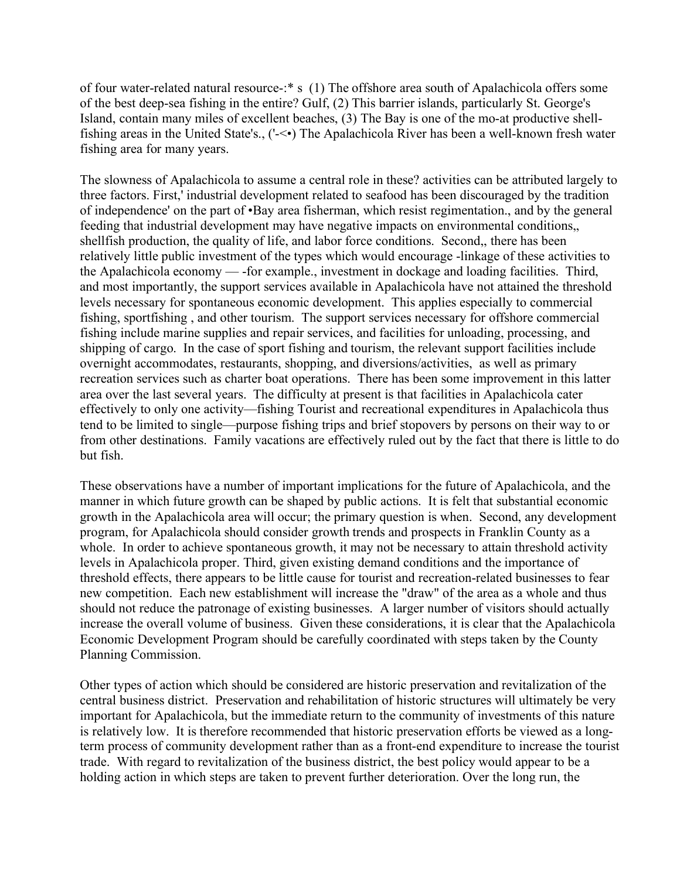of four water-related natural resource-:* s  (1) The offshore area south of Apalachicola offers some of the best deep-sea fishing in the entire? Gulf, (2) This barrier islands, particularly St. George's Island, contain many miles of excellent beaches, (3) The Bay is one of the mo-at productive shell-fishing areas in the United State's., ('-<•) The Apalachicola River has been a well-known fresh water fishing area for many years.

The slowness of Apalachicola to assume a central role in these? activities can be attributed largely to three factors. First,' industrial development related to seafood has been discouraged by the tradition of independence' on the part of •Bay area fisherman, which resist regimentation., and by the general feeding that industrial development may have negative impacts on environmental conditions,, shellfish production, the quality of life, and labor force conditions.  Second,, there has been relatively little public investment of the types which would encourage -linkage of these activities to the Apalachicola economy — -for example., investment in dockage and loading facilities.  Third, and most importantly, the support services available in Apalachicola have not attained the threshold levels necessary for spontaneous economic development.  This applies especially to commercial fishing, sportfishing , and other tourism.  The support services necessary for offshore commercial fishing include marine supplies and repair services, and facilities for unloading, processing, and shipping of cargo.  In the case of sport fishing and tourism, the relevant support facilities include overnight accommodates, restaurants, shopping, and diversions/activities,  as well as primary recreation services such as charter boat operations.  There has been some improvement in this latter area over the last several years.  The difficulty at present is that facilities in Apalachicola cater effectively to only one activity—fishing Tourist and recreational expenditures in Apalachicola thus tend to be limited to single—purpose fishing trips and brief stopovers by persons on their way to or from other destinations.  Family vacations are effectively ruled out by the fact that there is little to do but fish.

These observations have a number of important implications for the future of Apalachicola, and the manner in which future growth can be shaped by public actions.  It is felt that substantial economic growth in the Apalachicola area will occur; the primary question is when.  Second, any development program, for Apalachicola should consider growth trends and prospects in Franklin County as a whole.  In order to achieve spontaneous growth, it may not be necessary to attain threshold activity levels in Apalachicola proper. Third, given existing demand conditions and the importance of threshold effects, there appears to be little cause for tourist and recreation-related businesses to fear new competition.  Each new establishment will increase the "draw" of the area as a whole and thus should not reduce the patronage of existing businesses.  A larger number of visitors should actually increase the overall volume of business.  Given these considerations, it is clear that the Apalachicola Economic Development Program should be carefully coordinated with steps taken by the County Planning Commission.

Other types of action which should be considered are historic preservation and revitalization of the central business district.  Preservation and rehabilitation of historic structures will ultimately be very important for Apalachicola, but the immediate return to the community of investments of this nature is relatively low.  It is therefore recommended that historic preservation efforts be viewed as a long-term process of community development rather than as a front-end expenditure to increase the tourist trade.  With regard to revitalization of the business district, the best policy would appear to be a holding action in which steps are taken to prevent further deterioration. Over the long run, the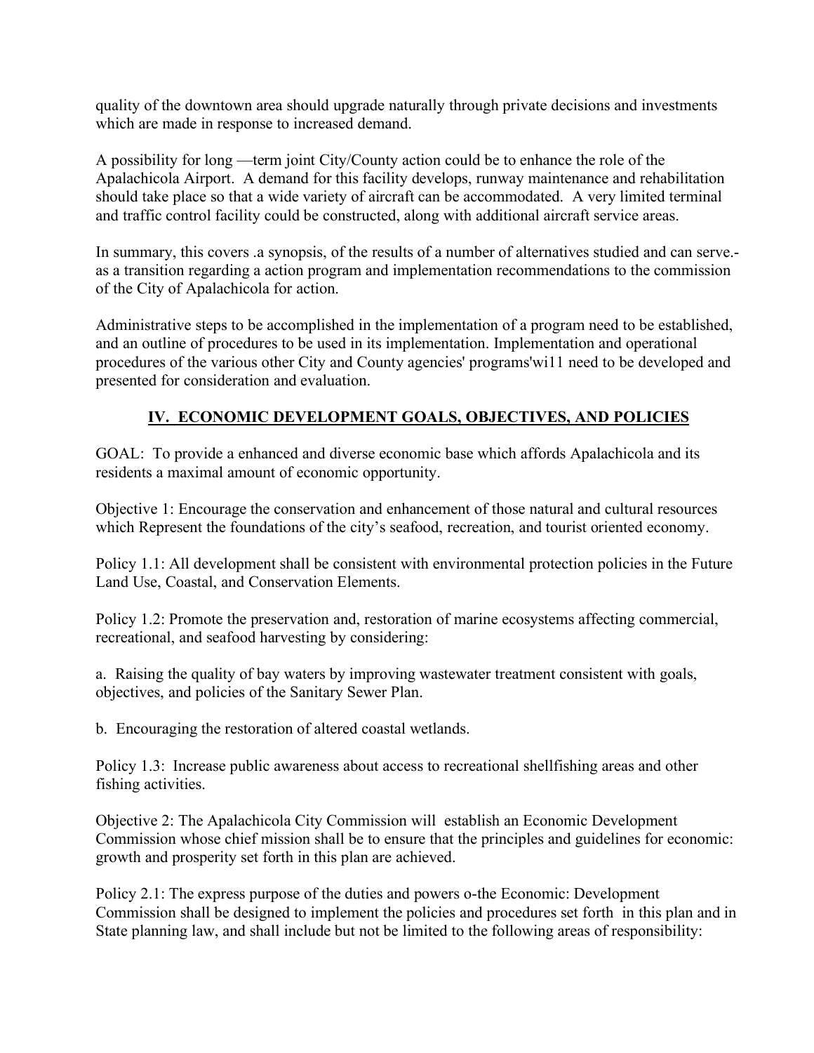quality of the downtown area should upgrade naturally through private decisions and investments which are made in response to increased demand.

A possibility for long —term joint City/County action could be to enhance the role of the Apalachicola Airport. A demand for this facility develops, runway maintenance and rehabilitation should take place so that a wide variety of aircraft can be accommodated. A very limited terminal and traffic control facility could be constructed, along with additional aircraft service areas.

In summary, this covers .a synopsis, of the results of a number of alternatives studied and can serve.- as a transition regarding a action program and implementation recommendations to the commission of the City of Apalachicola for action.

Administrative steps to be accomplished in the implementation of a program need to be established, and an outline of procedures to be used in its implementation. Implementation and operational procedures of the various other City and County agencies' programs'wi11 need to be developed and presented for consideration and evaluation.

## **IV. ECONOMIC DEVELOPMENT GOALS, OBJECTIVES, AND POLICIES**

GOAL: To provide a enhanced and diverse economic base which affords Apalachicola and its residents a maximal amount of economic opportunity.

Objective 1: Encourage the conservation and enhancement of those natural and cultural resources which Represent the foundations of the city's seafood, recreation, and tourist oriented economy.

Policy 1.1: All development shall be consistent with environmental protection policies in the Future Land Use, Coastal, and Conservation Elements.

Policy 1.2: Promote the preservation and, restoration of marine ecosystems affecting commercial, recreational, and seafood harvesting by considering:

a. Raising the quality of bay waters by improving wastewater treatment consistent with goals, objectives, and policies of the Sanitary Sewer Plan.

b. Encouraging the restoration of altered coastal wetlands.

Policy 1.3: Increase public awareness about access to recreational shellfishing areas and other fishing activities.

Objective 2: The Apalachicola City Commission will establish an Economic Development Commission whose chief mission shall be to ensure that the principles and guidelines for economic: growth and prosperity set forth in this plan are achieved.

Policy 2.1: The express purpose of the duties and powers o-the Economic: Development Commission shall be designed to implement the policies and procedures set forth in this plan and in State planning law, and shall include but not be limited to the following areas of responsibility: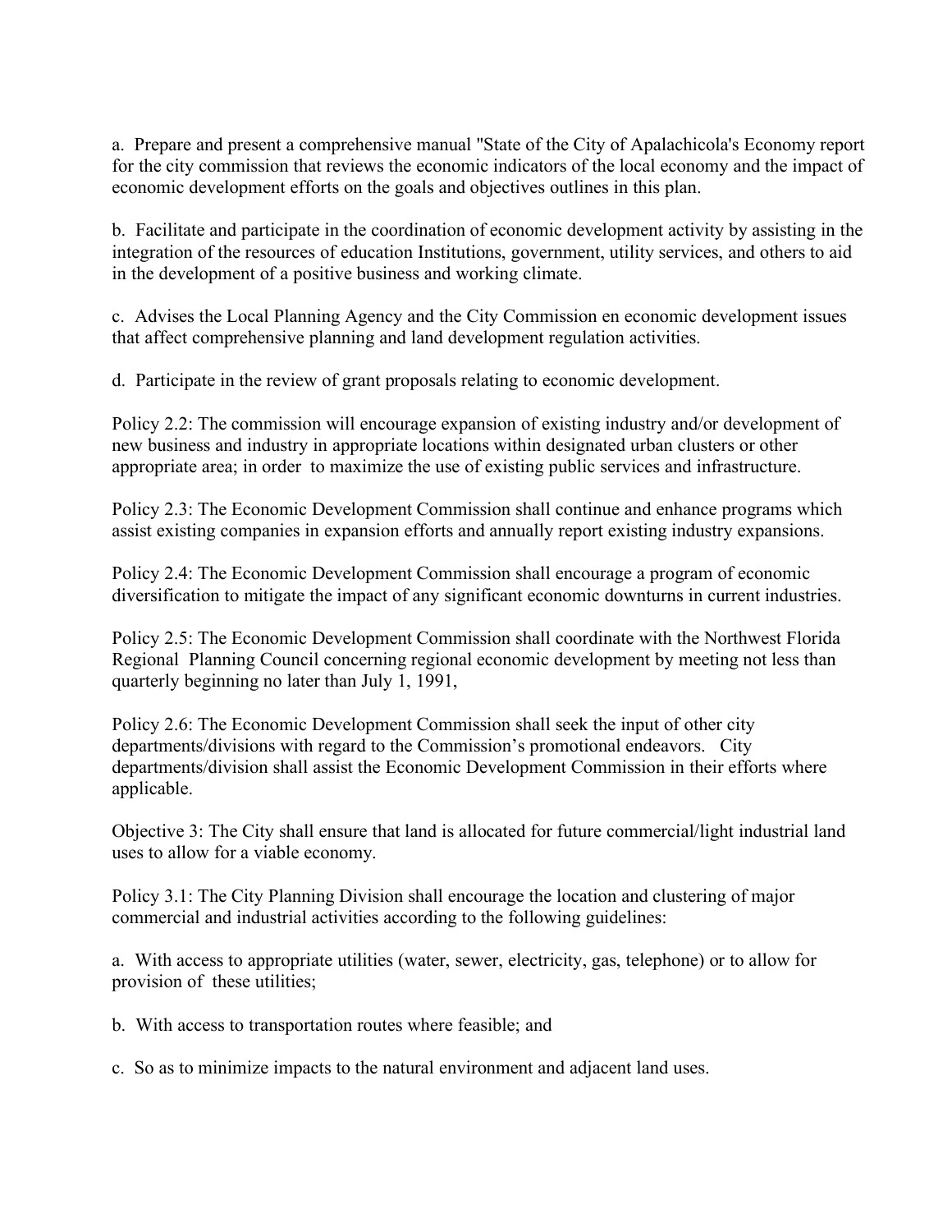a. Prepare and present a comprehensive manual "State of the City of Apalachicola's Economy report for the city commission that reviews the economic indicators of the local economy and the impact of economic development efforts on the goals and objectives outlines in this plan.

b. Facilitate and participate in the coordination of economic development activity by assisting in the integration of the resources of education Institutions, government, utility services, and others to aid in the development of a positive business and working climate.

c. Advises the Local Planning Agency and the City Commission en economic development issues that affect comprehensive planning and land development regulation activities.

d. Participate in the review of grant proposals relating to economic development.

Policy 2.2: The commission will encourage expansion of existing industry and/or development of new business and industry in appropriate locations within designated urban clusters or other appropriate area; in order to maximize the use of existing public services and infrastructure.

Policy 2.3: The Economic Development Commission shall continue and enhance programs which assist existing companies in expansion efforts and annually report existing industry expansions.

Policy 2.4: The Economic Development Commission shall encourage a program of economic diversification to mitigate the impact of any significant economic downturns in current industries.

Policy 2.5: The Economic Development Commission shall coordinate with the Northwest Florida Regional Planning Council concerning regional economic development by meeting not less than quarterly beginning no later than July 1, 1991,

Policy 2.6: The Economic Development Commission shall seek the input of other city departments/divisions with regard to the Commission's promotional endeavors. City departments/division shall assist the Economic Development Commission in their efforts where applicable.

Objective 3: The City shall ensure that land is allocated for future commercial/light industrial land uses to allow for a viable economy.

Policy 3.1: The City Planning Division shall encourage the location and clustering of major commercial and industrial activities according to the following guidelines:

a. With access to appropriate utilities (water, sewer, electricity, gas, telephone) or to allow for provision of these utilities;

b. With access to transportation routes where feasible; and

c. So as to minimize impacts to the natural environment and adjacent land uses.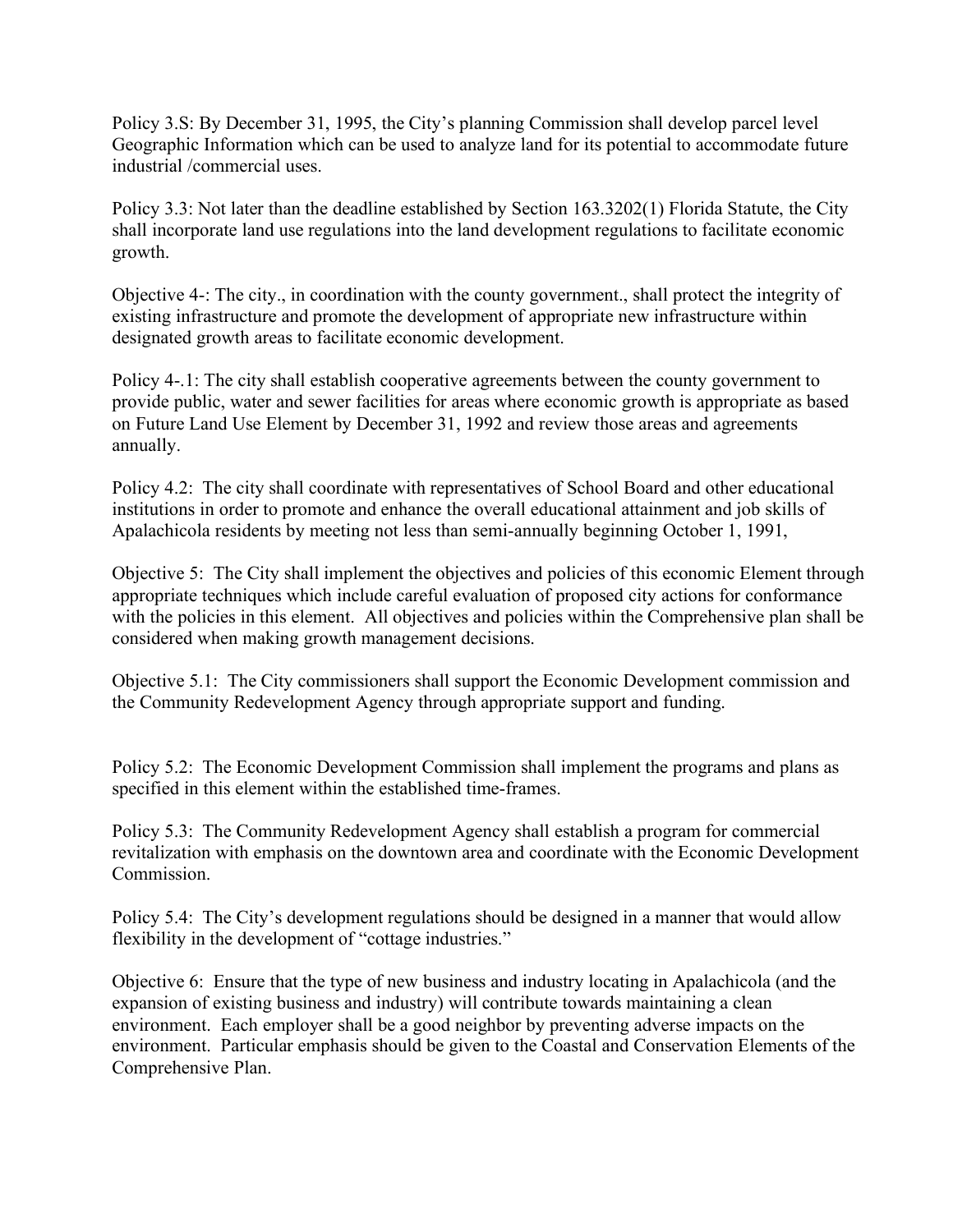Policy 3.S: By December 31, 1995, the City's planning Commission shall develop parcel level Geographic Information which can be used to analyze land for its potential to accommodate future industrial /commercial uses.

Policy 3.3: Not later than the deadline established by Section 163.3202(1) Florida Statute, the City shall incorporate land use regulations into the land development regulations to facilitate economic growth.

Objective 4-: The city., in coordination with the county government., shall protect the integrity of existing infrastructure and promote the development of appropriate new infrastructure within designated growth areas to facilitate economic development.

Policy 4-.1: The city shall establish cooperative agreements between the county government to provide public, water and sewer facilities for areas where economic growth is appropriate as based on Future Land Use Element by December 31, 1992 and review those areas and agreements annually.

Policy 4.2: The city shall coordinate with representatives of School Board and other educational institutions in order to promote and enhance the overall educational attainment and job skills of Apalachicola residents by meeting not less than semi-annually beginning October 1, 1991,

Objective 5: The City shall implement the objectives and policies of this economic Element through appropriate techniques which include careful evaluation of proposed city actions for conformance with the policies in this element. All objectives and policies within the Comprehensive plan shall be considered when making growth management decisions.

Objective 5.1: The City commissioners shall support the Economic Development commission and the Community Redevelopment Agency through appropriate support and funding.

Policy 5.2: The Economic Development Commission shall implement the programs and plans as specified in this element within the established time-frames.

Policy 5.3: The Community Redevelopment Agency shall establish a program for commercial revitalization with emphasis on the downtown area and coordinate with the Economic Development Commission.

Policy 5.4: The City's development regulations should be designed in a manner that would allow flexibility in the development of "cottage industries."

Objective 6: Ensure that the type of new business and industry locating in Apalachicola (and the expansion of existing business and industry) will contribute towards maintaining a clean environment. Each employer shall be a good neighbor by preventing adverse impacts on the environment. Particular emphasis should be given to the Coastal and Conservation Elements of the Comprehensive Plan.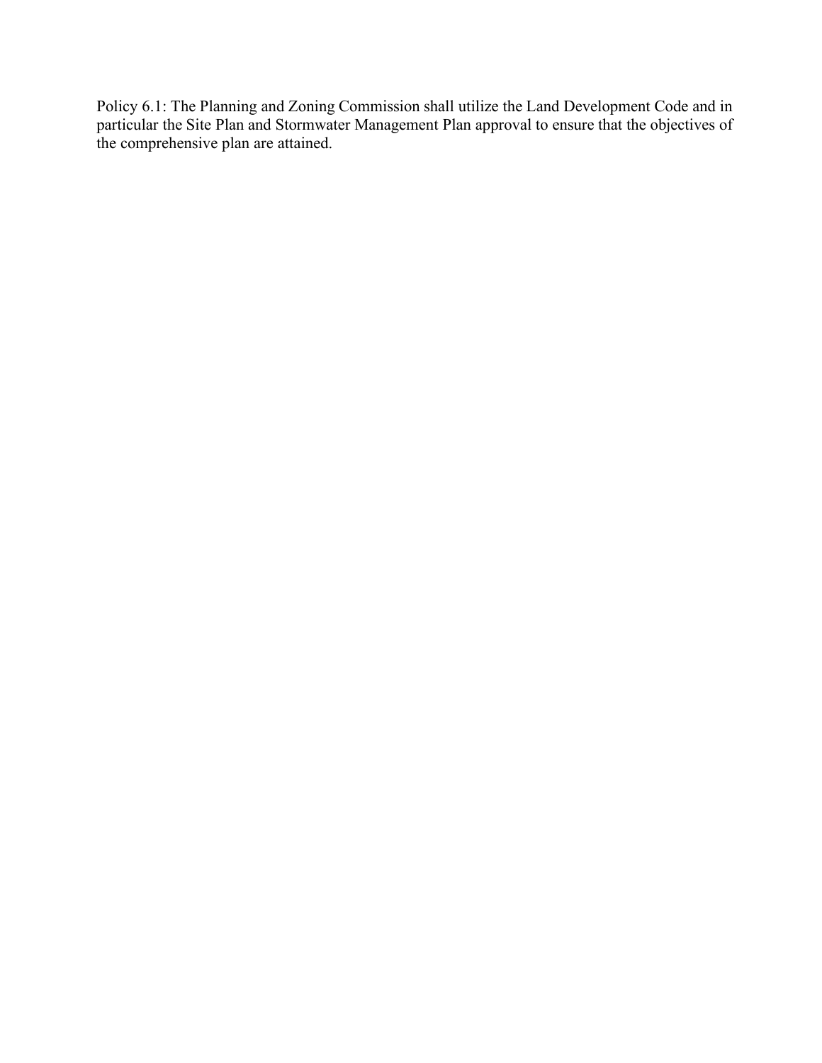Policy 6.1: The Planning and Zoning Commission shall utilize the Land Development Code and in particular the Site Plan and Stormwater Management Plan approval to ensure that the objectives of the comprehensive plan are attained.